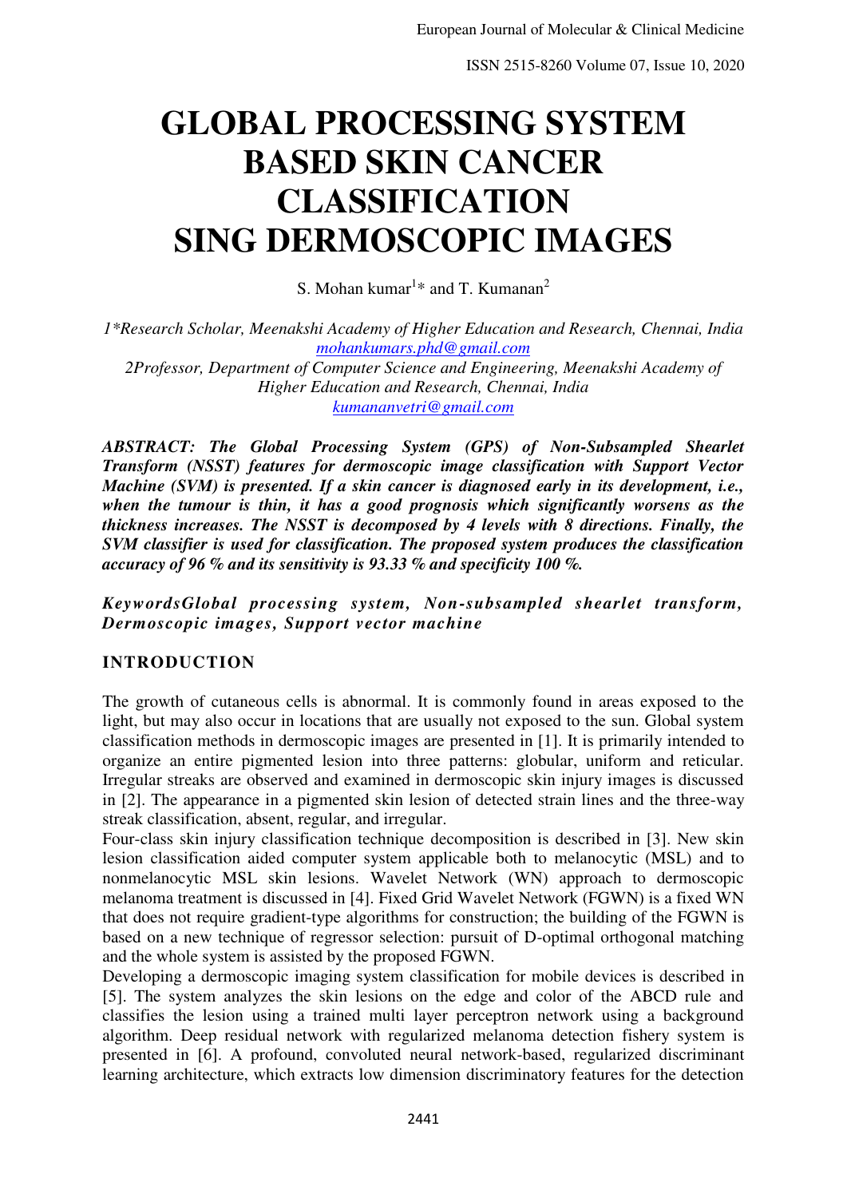# GLOBAL PROCESSING SYSTEM BASED SKIN CANCER CLASSIFICATION SING DERMOSCOPIC IMAGES

S. Mohan kumar[1]* and T. Kumanan[2]

*1*Research Scholar, Meenakshi Academy of Higher Education and Research, Chennai, India*
mohankumars.phd@gmail.com
*2Professor, Department of Computer Science and Engineering, Meenakshi Academy of Higher Education and Research, Chennai, India*
kumananvetri@gmail.com

***ABSTRACT: The Global Processing System (GPS) of Non-Subsampled Shearlet Transform (NSST) features for dermoscopic image classification with Support Vector Machine (SVM) is presented. If a skin cancer is diagnosed early in its development, i.e., when the tumour is thin, it has a good prognosis which significantly worsens as the thickness increases. The NSST is decomposed by 4 levels with 8 directions. Finally, the SVM classifier is used for classification. The proposed system produces the classification accuracy of 96 % and its sensitivity is 93.33 % and specificity 100 %.***

***KeywordsGlobal processing system, Non-subsampled shearlet transform, Dermoscopic images, Support vector machine***

## INTRODUCTION

The growth of cutaneous cells is abnormal. It is commonly found in areas exposed to the light, but may also occur in locations that are usually not exposed to the sun. Global system classification methods in dermoscopic images are presented in [1]. It is primarily intended to organize an entire pigmented lesion into three patterns: globular, uniform and reticular. Irregular streaks are observed and examined in dermoscopic skin injury images is discussed in [2]. The appearance in a pigmented skin lesion of detected strain lines and the three-way streak classification, absent, regular, and irregular.

Four-class skin injury classification technique decomposition is described in [3]. New skin lesion classification aided computer system applicable both to melanocytic (MSL) and to nonmelanocytic MSL skin lesions. Wavelet Network (WN) approach to dermoscopic melanoma treatment is discussed in [4]. Fixed Grid Wavelet Network (FGWN) is a fixed WN that does not require gradient-type algorithms for construction; the building of the FGWN is based on a new technique of regressor selection: pursuit of D-optimal orthogonal matching and the whole system is assisted by the proposed FGWN.

Developing a dermoscopic imaging system classification for mobile devices is described in [5]. The system analyzes the skin lesions on the edge and color of the ABCD rule and classifies the lesion using a trained multi layer perceptron network using a background algorithm. Deep residual network with regularized melanoma detection fishery system is presented in [6]. A profound, convoluted neural network-based, regularized discriminant learning architecture, which extracts low dimension discriminatory features for the detection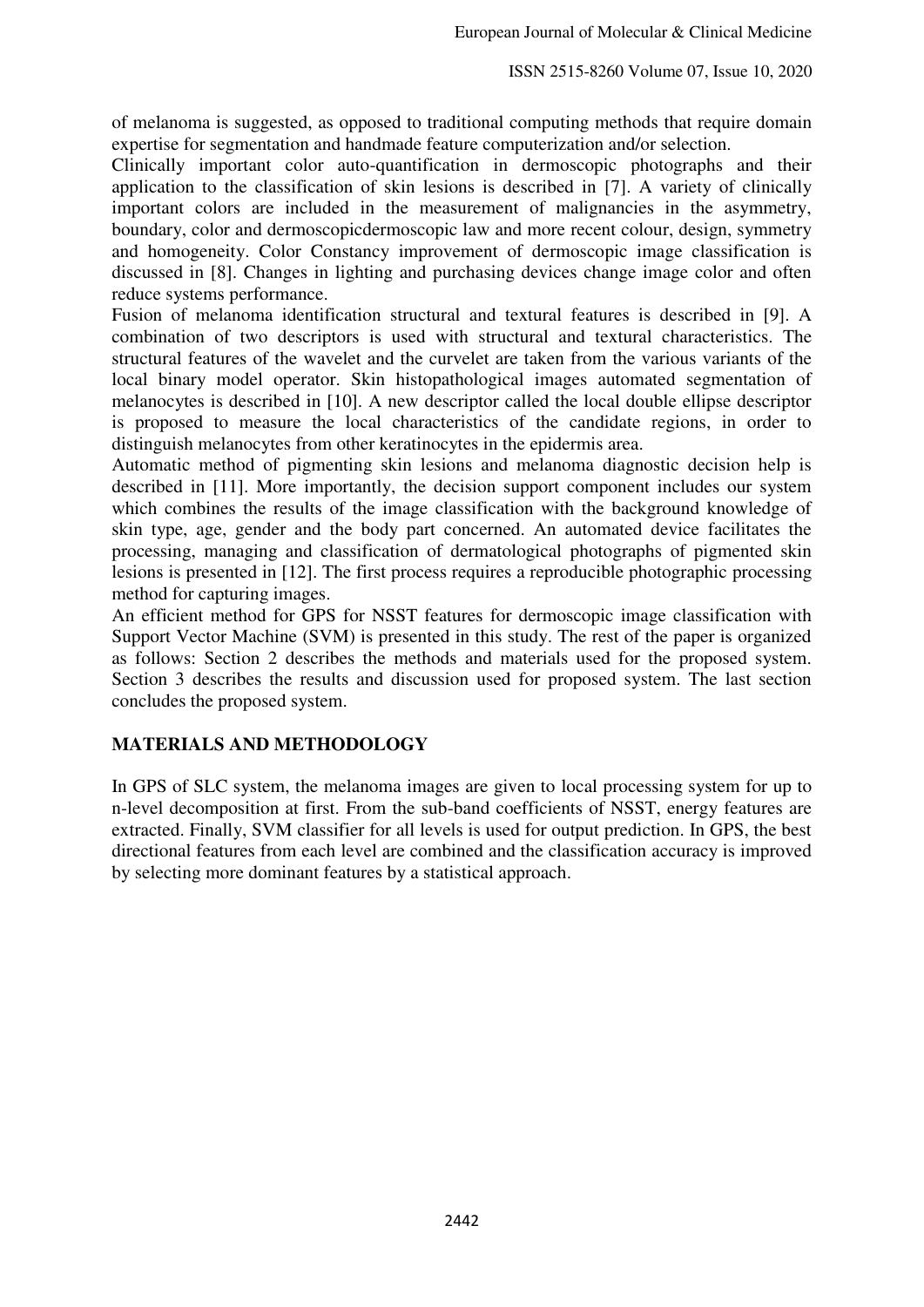of melanoma is suggested, as opposed to traditional computing methods that require domain expertise for segmentation and handmade feature computerization and/or selection.

Clinically important color auto-quantification in dermoscopic photographs and their application to the classification of skin lesions is described in [7]. A variety of clinically important colors are included in the measurement of malignancies in the asymmetry, boundary, color and dermoscopicdermoscopic law and more recent colour, design, symmetry and homogeneity. Color Constancy improvement of dermoscopic image classification is discussed in [8]. Changes in lighting and purchasing devices change image color and often reduce systems performance.

Fusion of melanoma identification structural and textural features is described in [9]. A combination of two descriptors is used with structural and textural characteristics. The structural features of the wavelet and the curvelet are taken from the various variants of the local binary model operator. Skin histopathological images automated segmentation of melanocytes is described in [10]. A new descriptor called the local double ellipse descriptor is proposed to measure the local characteristics of the candidate regions, in order to distinguish melanocytes from other keratinocytes in the epidermis area.

Automatic method of pigmenting skin lesions and melanoma diagnostic decision help is described in [11]. More importantly, the decision support component includes our system which combines the results of the image classification with the background knowledge of skin type, age, gender and the body part concerned. An automated device facilitates the processing, managing and classification of dermatological photographs of pigmented skin lesions is presented in [12]. The first process requires a reproducible photographic processing method for capturing images.

An efficient method for GPS for NSST features for dermoscopic image classification with Support Vector Machine (SVM) is presented in this study. The rest of the paper is organized as follows: Section 2 describes the methods and materials used for the proposed system. Section 3 describes the results and discussion used for proposed system. The last section concludes the proposed system.

## MATERIALS AND METHODOLOGY

In GPS of SLC system, the melanoma images are given to local processing system for up to n-level decomposition at first. From the sub-band coefficients of NSST, energy features are extracted. Finally, SVM classifier for all levels is used for output prediction. In GPS, the best directional features from each level are combined and the classification accuracy is improved by selecting more dominant features by a statistical approach.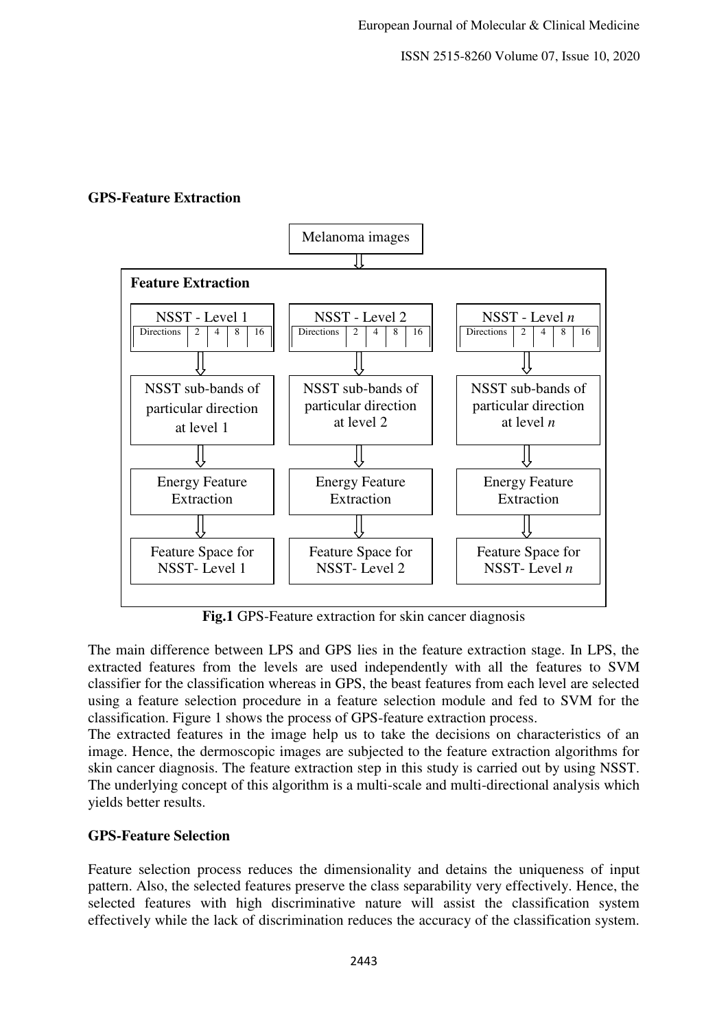## GPS-Feature Extraction

Melanoma images

**Feature Extraction**

| NSST - Level 1 | NSST - Level 2 | NSST - Level *n* |
|---|---|---|
| Directions: 2, 4, 8, 16 | Directions: 2, 4, 8, 16 | Directions: 2, 4, 8, 16 |
| NSST sub-bands of particular direction at level 1 | NSST sub-bands of particular direction at level 2 | NSST sub-bands of particular direction at level *n* |
| Energy Feature Extraction | Energy Feature Extraction | Energy Feature Extraction |
| Feature Space for NSST- Level 1 | Feature Space for NSST- Level 2 | Feature Space for NSST- Level *n* |

**Fig.1** GPS-Feature extraction for skin cancer diagnosis

The main difference between LPS and GPS lies in the feature extraction stage. In LPS, the extracted features from the levels are used independently with all the features to SVM classifier for the classification whereas in GPS, the beast features from each level are selected using a feature selection procedure in a feature selection module and fed to SVM for the classification. Figure 1 shows the process of GPS-feature extraction process.

The extracted features in the image help us to take the decisions on characteristics of an image. Hence, the dermoscopic images are subjected to the feature extraction algorithms for skin cancer diagnosis. The feature extraction step in this study is carried out by using NSST. The underlying concept of this algorithm is a multi-scale and multi-directional analysis which yields better results.

## GPS-Feature Selection

Feature selection process reduces the dimensionality and detains the uniqueness of input pattern. Also, the selected features preserve the class separability very effectively. Hence, the selected features with high discriminative nature will assist the classification system effectively while the lack of discrimination reduces the accuracy of the classification system.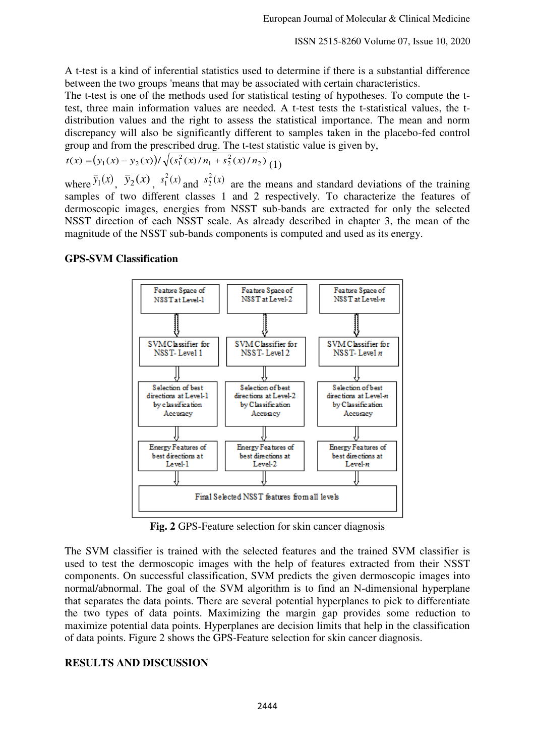A t-test is a kind of inferential statistics used to determine if there is a substantial difference between the two groups 'means that may be associated with certain characteristics.

The t-test is one of the methods used for statistical testing of hypotheses. To compute the t-test, three main information values are needed. A t-test tests the t-statistical values, the t-distribution values and the right to assess the statistical importance. The mean and norm discrepancy will also be significantly different to samples taken in the placebo-fed control group and from the prescribed drug. The t-test statistic value is given by,

$$t(x) = \left(\bar{y}_1(x) - \bar{y}_2(x)\right) / \sqrt{(s_1^2(x)/n_1 + s_2^2(x)/n_2)} \quad (1)$$

where $\bar{y}_1(x)$, $\bar{y}_2(x)$, $s_1^2(x)$ and $s_2^2(x)$ are the means and standard deviations of the training samples of two different classes 1 and 2 respectively. To characterize the features of dermoscopic images, energies from NSST sub-bands are extracted for only the selected NSST direction of each NSST scale. As already described in chapter 3, the mean of the magnitude of the NSST sub-bands components is computed and used as its energy.

## GPS-SVM Classification

**Fig. 2** GPS-Feature selection for skin cancer diagnosis

The SVM classifier is trained with the selected features and the trained SVM classifier is used to test the dermoscopic images with the help of features extracted from their NSST components. On successful classification, SVM predicts the given dermoscopic images into normal/abnormal. The goal of the SVM algorithm is to find an N-dimensional hyperplane that separates the data points. There are several potential hyperplanes to pick to differentiate the two types of data points. Maximizing the margin gap provides some reduction to maximize potential data points. Hyperplanes are decision limits that help in the classification of data points. Figure 2 shows the GPS-Feature selection for skin cancer diagnosis.

## RESULTS AND DISCUSSION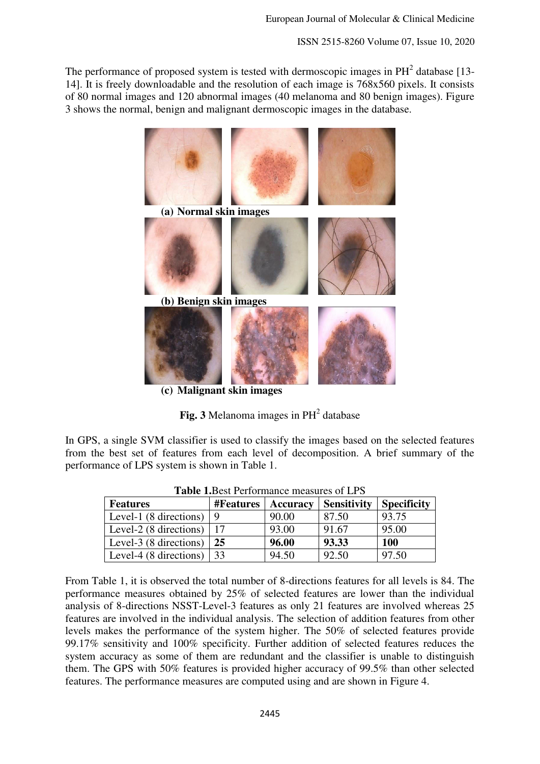The performance of proposed system is tested with dermoscopic images in $PH^2$ database [13-14]. It is freely downloadable and the resolution of each image is 768x560 pixels. It consists of 80 normal images and 120 abnormal images (40 melanoma and 80 benign images). Figure 3 shows the normal, benign and malignant dermoscopic images in the database.

**(a) Normal skin images**

**(b) Benign skin images**

**(c) Malignant skin images**

**Fig. 3** Melanoma images in $PH^2$ database

In GPS, a single SVM classifier is used to classify the images based on the selected features from the best set of features from each level of decomposition. A brief summary of the performance of LPS system is shown in Table 1.

**Table 1.**Best Performance measures of LPS

| Features | #Features | Accuracy | Sensitivity | Specificity |
|---|---|---|---|---|
| Level-1 (8 directions) | 9 | 90.00 | 87.50 | 93.75 |
| Level-2 (8 directions) | 17 | 93.00 | 91.67 | 95.00 |
| Level-3 (8 directions) | **25** | **96.00** | **93.33** | **100** |
| Level-4 (8 directions) | 33 | 94.50 | 92.50 | 97.50 |

From Table 1, it is observed the total number of 8-directions features for all levels is 84. The performance measures obtained by 25% of selected features are lower than the individual analysis of 8-directions NSST-Level-3 features as only 21 features are involved whereas 25 features are involved in the individual analysis. The selection of addition features from other levels makes the performance of the system higher. The 50% of selected features provide 99.17% sensitivity and 100% specificity. Further addition of selected features reduces the system accuracy as some of them are redundant and the classifier is unable to distinguish them. The GPS with 50% features is provided higher accuracy of 99.5% than other selected features. The performance measures are computed using and are shown in Figure 4.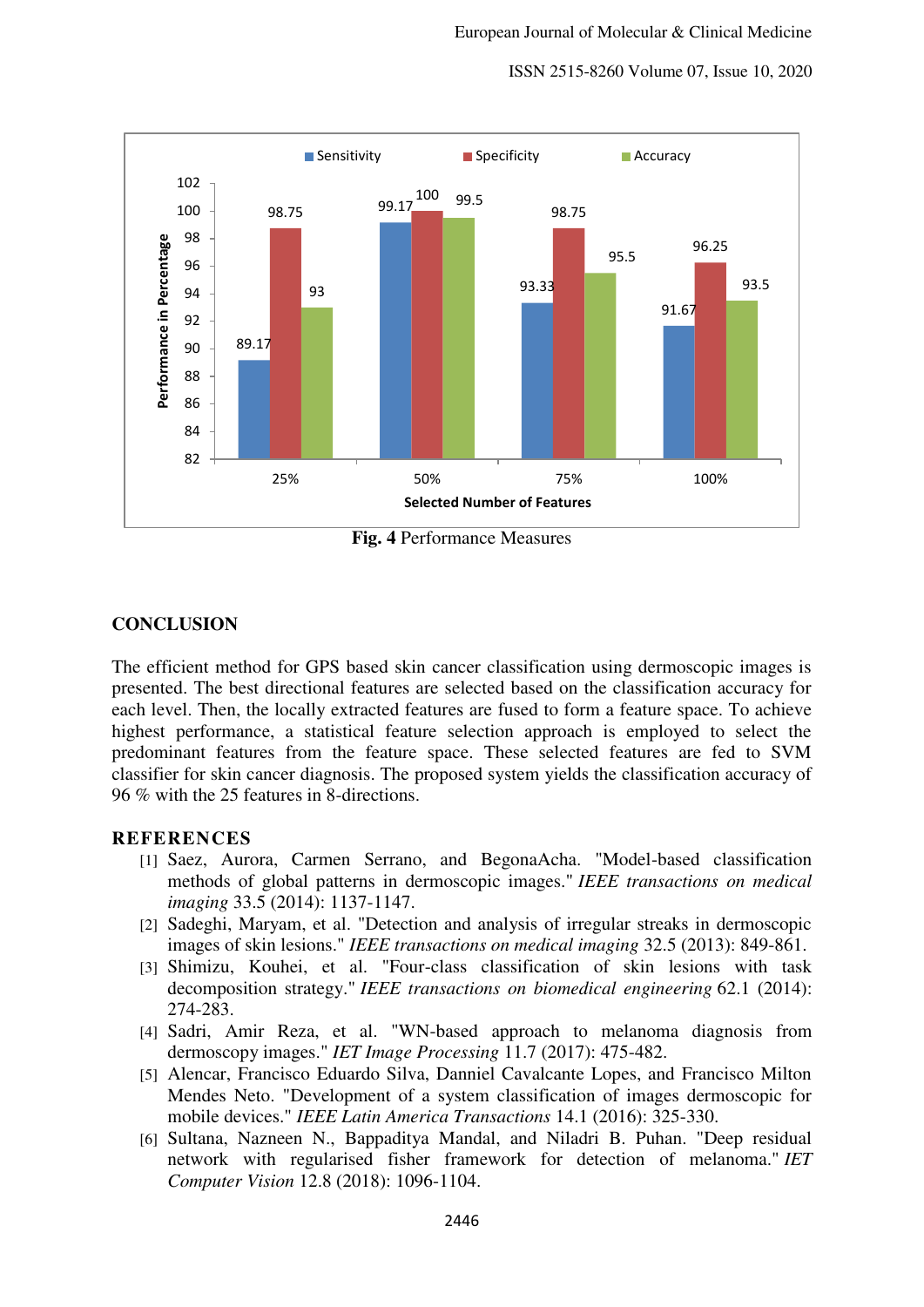Fig. 4 Performance Measures

## CONCLUSION

The efficient method for GPS based skin cancer classification using dermoscopic images is presented. The best directional features are selected based on the classification accuracy for each level. Then, the locally extracted features are fused to form a feature space. To achieve highest performance, a statistical feature selection approach is employed to select the predominant features from the feature space. These selected features are fed to SVM classifier for skin cancer diagnosis. The proposed system yields the classification accuracy of 96 % with the 25 features in 8-directions.

## REFERENCES

[1] Saez, Aurora, Carmen Serrano, and BegonaAcha. "Model-based classification methods of global patterns in dermoscopic images." *IEEE transactions on medical imaging* 33.5 (2014): 1137-1147.

[2] Sadeghi, Maryam, et al. "Detection and analysis of irregular streaks in dermoscopic images of skin lesions." *IEEE transactions on medical imaging* 32.5 (2013): 849-861.

[3] Shimizu, Kouhei, et al. "Four-class classification of skin lesions with task decomposition strategy." *IEEE transactions on biomedical engineering* 62.1 (2014): 274-283.

[4] Sadri, Amir Reza, et al. "WN-based approach to melanoma diagnosis from dermoscopy images." *IET Image Processing* 11.7 (2017): 475-482.

[5] Alencar, Francisco Eduardo Silva, Danniel Cavalcante Lopes, and Francisco Milton Mendes Neto. "Development of a system classification of images dermoscopic for mobile devices." *IEEE Latin America Transactions* 14.1 (2016): 325-330.

[6] Sultana, Nazneen N., Bappaditya Mandal, and Niladri B. Puhan. "Deep residual network with regularised fisher framework for detection of melanoma." *IET Computer Vision* 12.8 (2018): 1096-1104.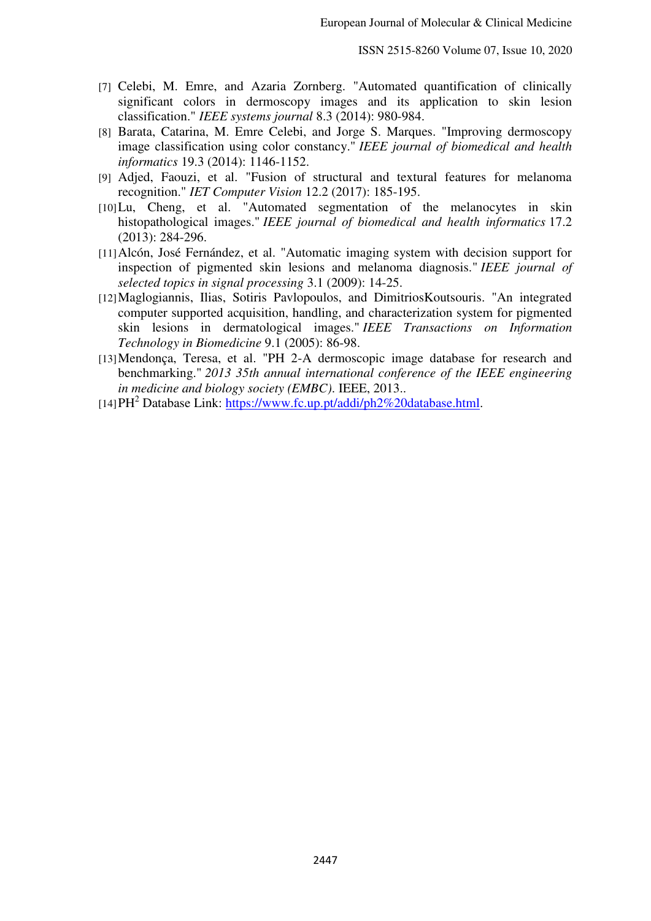[7] Celebi, M. Emre, and Azaria Zornberg. "Automated quantification of clinically significant colors in dermoscopy images and its application to skin lesion classification." *IEEE systems journal* 8.3 (2014): 980-984.

[8] Barata, Catarina, M. Emre Celebi, and Jorge S. Marques. "Improving dermoscopy image classification using color constancy." *IEEE journal of biomedical and health informatics* 19.3 (2014): 1146-1152.

[9] Adjed, Faouzi, et al. "Fusion of structural and textural features for melanoma recognition." *IET Computer Vision* 12.2 (2017): 185-195.

[10] Lu, Cheng, et al. "Automated segmentation of the melanocytes in skin histopathological images." *IEEE journal of biomedical and health informatics* 17.2 (2013): 284-296.

[11] Alcón, José Fernández, et al. "Automatic imaging system with decision support for inspection of pigmented skin lesions and melanoma diagnosis." *IEEE journal of selected topics in signal processing* 3.1 (2009): 14-25.

[12] Maglogiannis, Ilias, Sotiris Pavlopoulos, and DimitriosKoutsouris. "An integrated computer supported acquisition, handling, and characterization system for pigmented skin lesions in dermatological images." *IEEE Transactions on Information Technology in Biomedicine* 9.1 (2005): 86-98.

[13] Mendonça, Teresa, et al. "PH 2-A dermoscopic image database for research and benchmarking." *2013 35th annual international conference of the IEEE engineering in medicine and biology society (EMBC)*. IEEE, 2013..

[14] $PH^2$ Database Link: https://www.fc.up.pt/addi/ph2%20database.html.